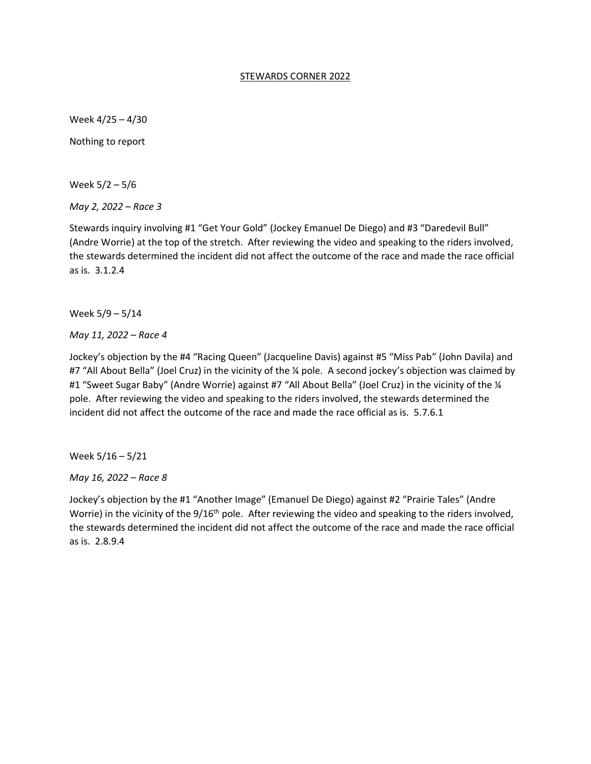# STEWARDS CORNER 2022

Week 4/25 – 4/30

Nothing to report

Week 5/2 – 5/6

*May 2, 2022 – Race 3*

Stewards inquiry involving #1 "Get Your Gold" (Jockey Emanuel De Diego) and #3 "Daredevil Bull" (Andre Worrie) at the top of the stretch. After reviewing the video and speaking to the riders involved, the stewards determined the incident did not affect the outcome of the race and made the race official as is. 3.1.2.4

Week 5/9 – 5/14

*May 11, 2022 – Race 4*

Jockey's objection by the #4 "Racing Queen" (Jacqueline Davis) against #5 "Miss Pab" (John Davila) and #7 "All About Bella" (Joel Cruz) in the vicinity of the ¼ pole. A second jockey's objection was claimed by #1 "Sweet Sugar Baby" (Andre Worrie) against #7 "All About Bella" (Joel Cruz) in the vicinity of the ¼ pole. After reviewing the video and speaking to the riders involved, the stewards determined the incident did not affect the outcome of the race and made the race official as is. 5.7.6.1

Week 5/16 – 5/21

*May 16, 2022 – Race 8*

Jockey's objection by the #1 "Another Image" (Emanuel De Diego) against #2 "Prairie Tales" (Andre Worrie) in the vicinity of the 9/16th pole. After reviewing the video and speaking to the riders involved, the stewards determined the incident did not affect the outcome of the race and made the race official as is. 2.8.9.4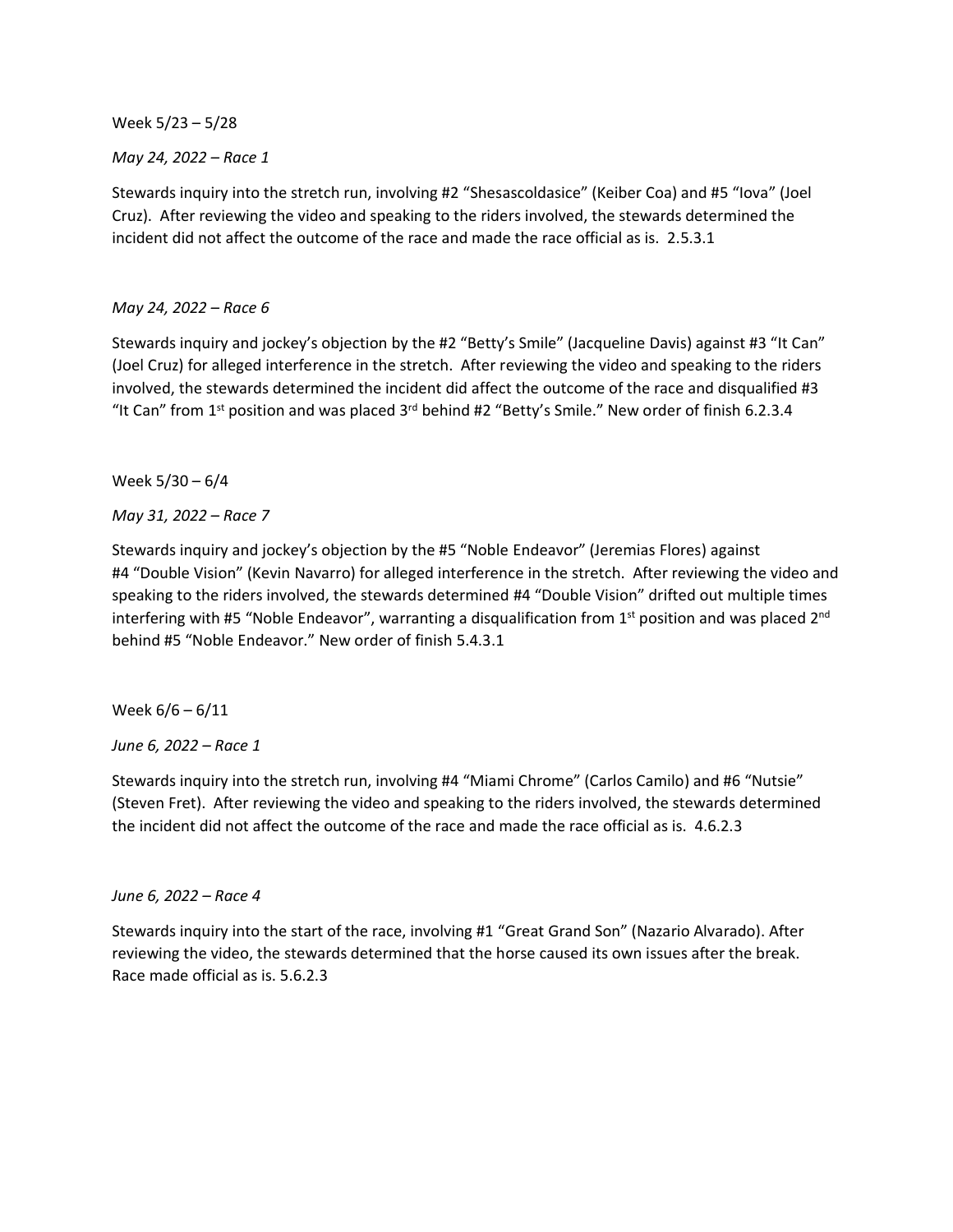Week 5/23 – 5/28

*May 24, 2022 – Race 1*

Stewards inquiry into the stretch run, involving #2 "Shesascoldasice" (Keiber Coa) and #5 "Iova" (Joel Cruz). After reviewing the video and speaking to the riders involved, the stewards determined the incident did not affect the outcome of the race and made the race official as is. 2.5.3.1

*May 24, 2022 – Race 6*

Stewards inquiry and jockey's objection by the #2 "Betty's Smile" (Jacqueline Davis) against #3 "It Can" (Joel Cruz) for alleged interference in the stretch. After reviewing the video and speaking to the riders involved, the stewards determined the incident did affect the outcome of the race and disqualified #3 "It Can" from 1st position and was placed 3rd behind #2 "Betty's Smile." New order of finish 6.2.3.4

Week 5/30 – 6/4

*May 31, 2022 – Race 7*

Stewards inquiry and jockey's objection by the #5 "Noble Endeavor" (Jeremias Flores) against #4 "Double Vision" (Kevin Navarro) for alleged interference in the stretch. After reviewing the video and speaking to the riders involved, the stewards determined #4 "Double Vision" drifted out multiple times interfering with #5 "Noble Endeavor", warranting a disqualification from 1st position and was placed 2nd behind #5 "Noble Endeavor." New order of finish 5.4.3.1

Week 6/6 – 6/11

*June 6, 2022 – Race 1*

Stewards inquiry into the stretch run, involving #4 "Miami Chrome" (Carlos Camilo) and #6 "Nutsie" (Steven Fret). After reviewing the video and speaking to the riders involved, the stewards determined the incident did not affect the outcome of the race and made the race official as is. 4.6.2.3

*June 6, 2022 – Race 4*

Stewards inquiry into the start of the race, involving #1 "Great Grand Son" (Nazario Alvarado). After reviewing the video, the stewards determined that the horse caused its own issues after the break. Race made official as is. 5.6.2.3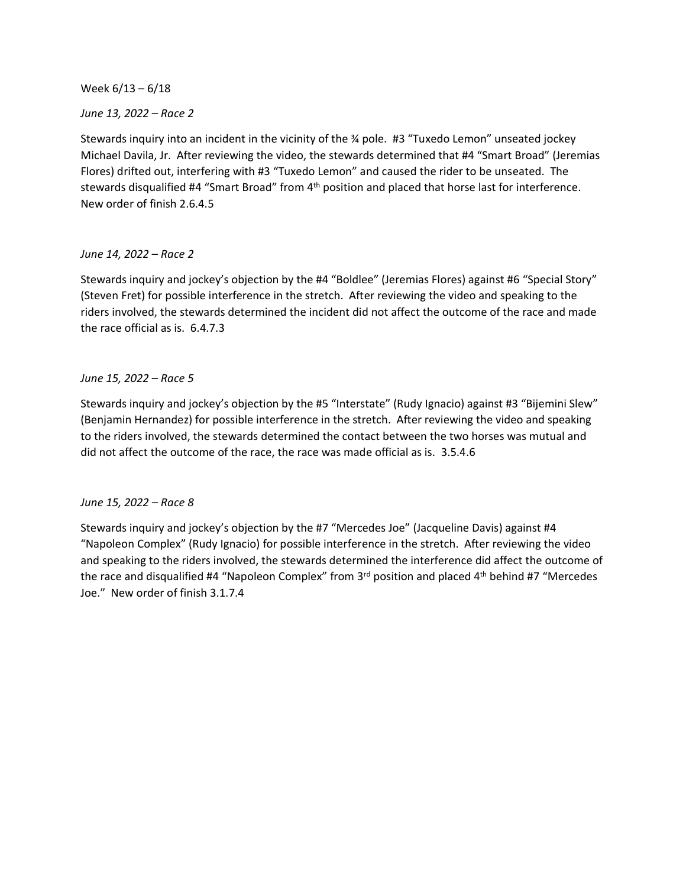Week 6/13 – 6/18

*June 13, 2022 – Race 2*

Stewards inquiry into an incident in the vicinity of the ¾ pole. #3 "Tuxedo Lemon" unseated jockey Michael Davila, Jr. After reviewing the video, the stewards determined that #4 "Smart Broad" (Jeremias Flores) drifted out, interfering with #3 "Tuxedo Lemon" and caused the rider to be unseated. The stewards disqualified #4 "Smart Broad" from 4th position and placed that horse last for interference. New order of finish 2.6.4.5

*June 14, 2022 – Race 2*

Stewards inquiry and jockey's objection by the #4 "Boldlee" (Jeremias Flores) against #6 "Special Story" (Steven Fret) for possible interference in the stretch. After reviewing the video and speaking to the riders involved, the stewards determined the incident did not affect the outcome of the race and made the race official as is. 6.4.7.3

*June 15, 2022 – Race 5*

Stewards inquiry and jockey's objection by the #5 "Interstate" (Rudy Ignacio) against #3 "Bijemini Slew" (Benjamin Hernandez) for possible interference in the stretch. After reviewing the video and speaking to the riders involved, the stewards determined the contact between the two horses was mutual and did not affect the outcome of the race, the race was made official as is. 3.5.4.6

*June 15, 2022 – Race 8*

Stewards inquiry and jockey's objection by the #7 "Mercedes Joe" (Jacqueline Davis) against #4 "Napoleon Complex" (Rudy Ignacio) for possible interference in the stretch. After reviewing the video and speaking to the riders involved, the stewards determined the interference did affect the outcome of the race and disqualified #4 "Napoleon Complex" from 3rd position and placed 4th behind #7 "Mercedes Joe." New order of finish 3.1.7.4